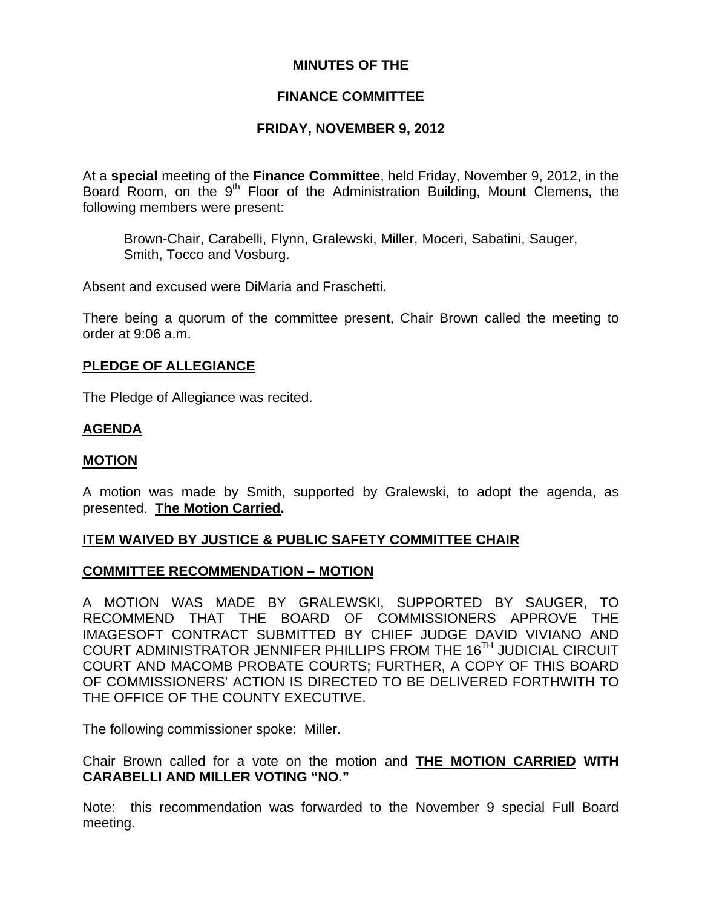**MINUTES OF THE**

**FINANCE COMMITTEE**

**FRIDAY, NOVEMBER 9, 2012**

At a **special** meeting of the **Finance Committee**, held Friday, November 9, 2012, in the Board Room, on the 9th Floor of the Administration Building, Mount Clemens, the following members were present:

Brown-Chair, Carabelli, Flynn, Gralewski, Miller, Moceri, Sabatini, Sauger, Smith, Tocco and Vosburg.

Absent and excused were DiMaria and Fraschetti.

There being a quorum of the committee present, Chair Brown called the meeting to order at 9:06 a.m.

**PLEDGE OF ALLEGIANCE**

The Pledge of Allegiance was recited.

**AGENDA**

**MOTION**

A motion was made by Smith, supported by Gralewski, to adopt the agenda, as presented. **The Motion Carried.**

**ITEM WAIVED BY JUSTICE & PUBLIC SAFETY COMMITTEE CHAIR**

**COMMITTEE RECOMMENDATION – MOTION**

A MOTION WAS MADE BY GRALEWSKI, SUPPORTED BY SAUGER, TO RECOMMEND THAT THE BOARD OF COMMISSIONERS APPROVE THE IMAGESOFT CONTRACT SUBMITTED BY CHIEF JUDGE DAVID VIVIANO AND COURT ADMINISTRATOR JENNIFER PHILLIPS FROM THE 16TH JUDICIAL CIRCUIT COURT AND MACOMB PROBATE COURTS; FURTHER, A COPY OF THIS BOARD OF COMMISSIONERS' ACTION IS DIRECTED TO BE DELIVERED FORTHWITH TO THE OFFICE OF THE COUNTY EXECUTIVE.

The following commissioner spoke: Miller.

Chair Brown called for a vote on the motion and **THE MOTION CARRIED WITH CARABELLI AND MILLER VOTING "NO."**

Note: this recommendation was forwarded to the November 9 special Full Board meeting.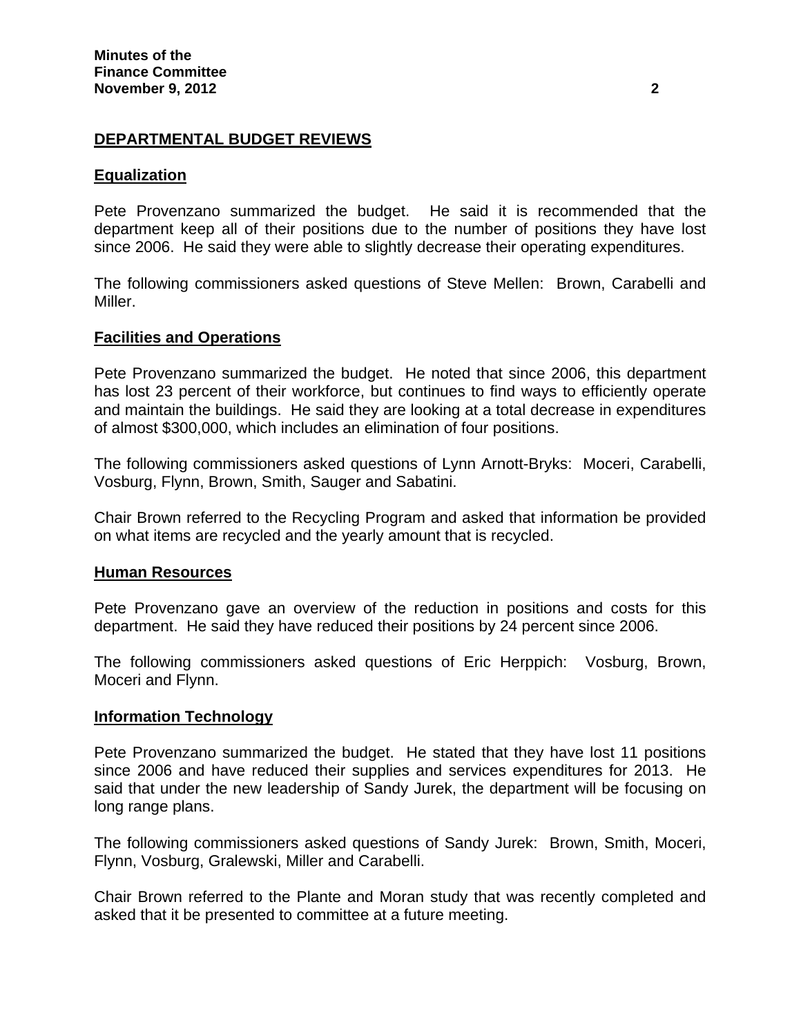## DEPARTMENTAL BUDGET REVIEWS

### Equalization

Pete Provenzano summarized the budget. He said it is recommended that the department keep all of their positions due to the number of positions they have lost since 2006. He said they were able to slightly decrease their operating expenditures.

The following commissioners asked questions of Steve Mellen: Brown, Carabelli and Miller.

### Facilities and Operations

Pete Provenzano summarized the budget. He noted that since 2006, this department has lost 23 percent of their workforce, but continues to find ways to efficiently operate and maintain the buildings. He said they are looking at a total decrease in expenditures of almost $300,000, which includes an elimination of four positions.

The following commissioners asked questions of Lynn Arnott-Bryks: Moceri, Carabelli, Vosburg, Flynn, Brown, Smith, Sauger and Sabatini.

Chair Brown referred to the Recycling Program and asked that information be provided on what items are recycled and the yearly amount that is recycled.

### Human Resources

Pete Provenzano gave an overview of the reduction in positions and costs for this department. He said they have reduced their positions by 24 percent since 2006.

The following commissioners asked questions of Eric Herppich: Vosburg, Brown, Moceri and Flynn.

### Information Technology

Pete Provenzano summarized the budget. He stated that they have lost 11 positions since 2006 and have reduced their supplies and services expenditures for 2013. He said that under the new leadership of Sandy Jurek, the department will be focusing on long range plans.

The following commissioners asked questions of Sandy Jurek: Brown, Smith, Moceri, Flynn, Vosburg, Gralewski, Miller and Carabelli.

Chair Brown referred to the Plante and Moran study that was recently completed and asked that it be presented to committee at a future meeting.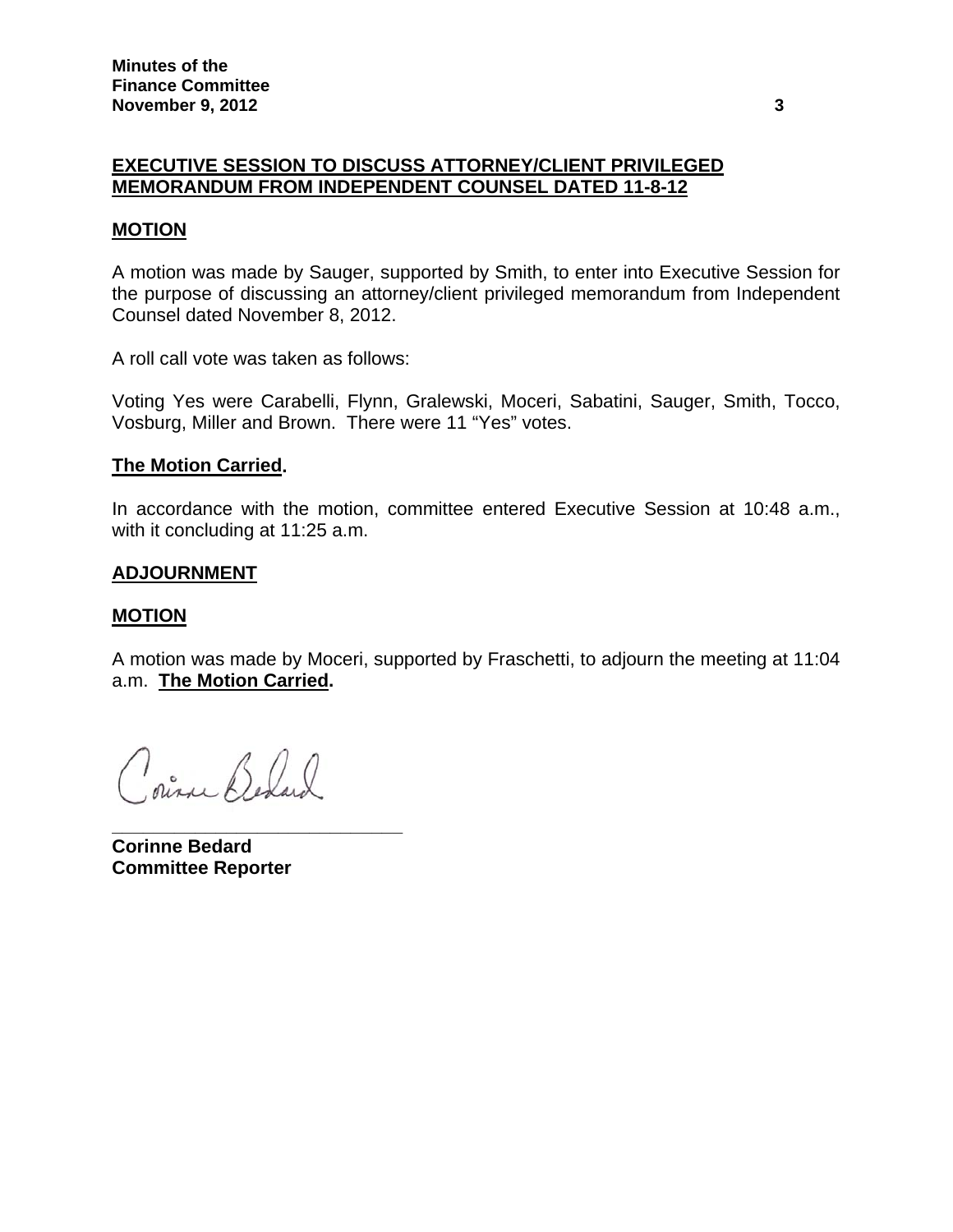**EXECUTIVE SESSION TO DISCUSS ATTORNEY/CLIENT PRIVILEGED MEMORANDUM FROM INDEPENDENT COUNSEL DATED 11-8-12**

**MOTION**

A motion was made by Sauger, supported by Smith, to enter into Executive Session for the purpose of discussing an attorney/client privileged memorandum from Independent Counsel dated November 8, 2012.

A roll call vote was taken as follows:

Voting Yes were Carabelli, Flynn, Gralewski, Moceri, Sabatini, Sauger, Smith, Tocco, Vosburg, Miller and Brown. There were 11 "Yes" votes.

**The Motion Carried.**

In accordance with the motion, committee entered Executive Session at 10:48 a.m., with it concluding at 11:25 a.m.

**ADJOURNMENT**

**MOTION**

A motion was made by Moceri, supported by Fraschetti, to adjourn the meeting at 11:04 a.m. **The Motion Carried.**

Corinne Bedard

___________________________

**Corinne Bedard**
**Committee Reporter**